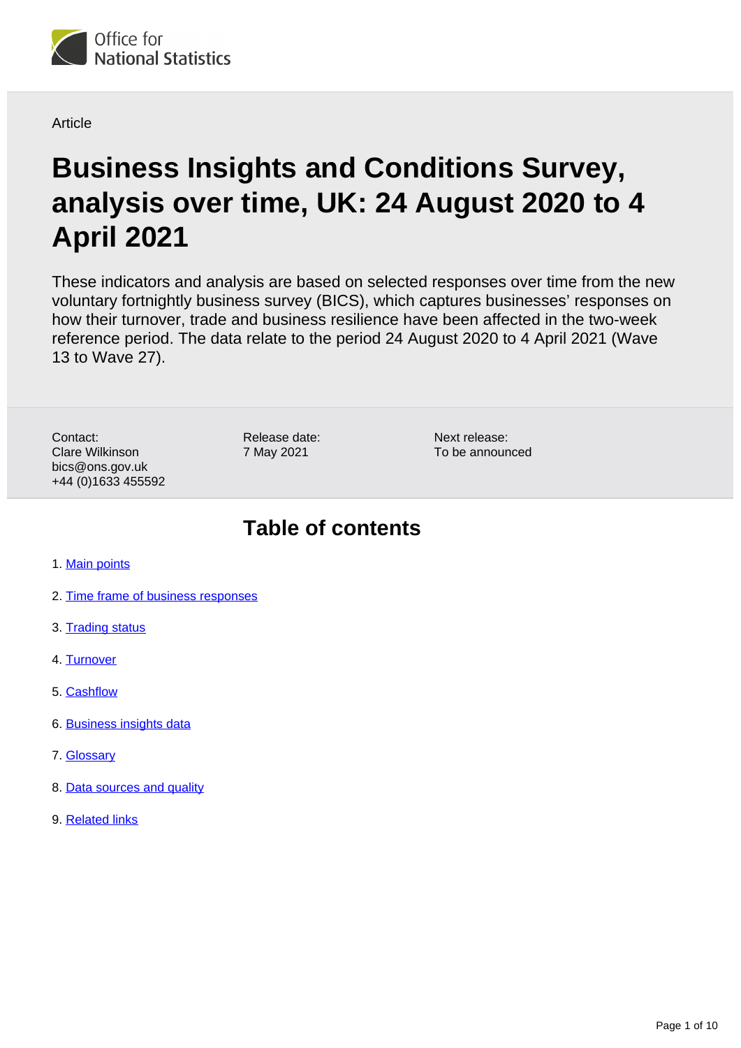Office for National Statistics

Article

# Business Insights and Conditions Survey, analysis over time, UK: 24 August 2020 to 4 April 2021

These indicators and analysis are based on selected responses over time from the new voluntary fortnightly business survey (BICS), which captures businesses' responses on how their turnover, trade and business resilience have been affected in the two-week reference period. The data relate to the period 24 August 2020 to 4 April 2021 (Wave 13 to Wave 27).

Contact:
Clare Wilkinson
bics@ons.gov.uk
+44 (0)1633 455592

Release date:
7 May 2021

Next release:
To be announced

## Table of contents

1. Main points
2. Time frame of business responses
3. Trading status
4. Turnover
5. Cashflow
6. Business insights data
7. Glossary
8. Data sources and quality
9. Related links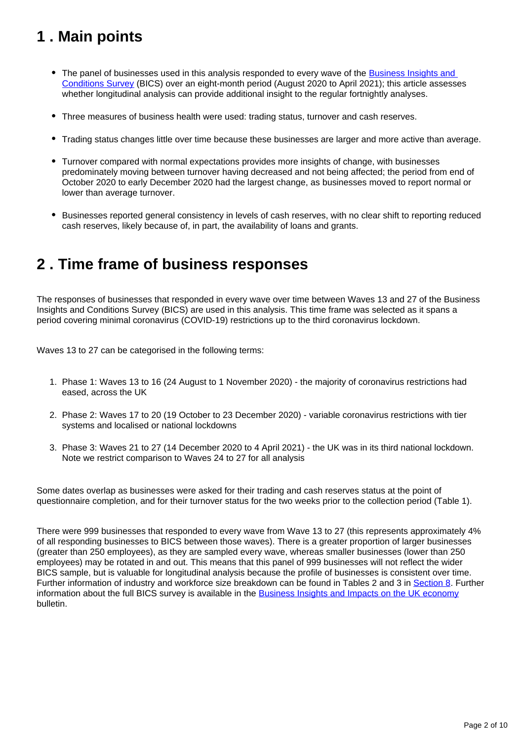## 1 . Main points

- The panel of businesses used in this analysis responded to every wave of the [Business Insights and Conditions Survey](#) (BICS) over an eight-month period (August 2020 to April 2021); this article assesses whether longitudinal analysis can provide additional insight to the regular fortnightly analyses.
- Three measures of business health were used: trading status, turnover and cash reserves.
- Trading status changes little over time because these businesses are larger and more active than average.
- Turnover compared with normal expectations provides more insights of change, with businesses predominately moving between turnover having decreased and not being affected; the period from end of October 2020 to early December 2020 had the largest change, as businesses moved to report normal or lower than average turnover.
- Businesses reported general consistency in levels of cash reserves, with no clear shift to reporting reduced cash reserves, likely because of, in part, the availability of loans and grants.

## 2 . Time frame of business responses

The responses of businesses that responded in every wave over time between Waves 13 and 27 of the Business Insights and Conditions Survey (BICS) are used in this analysis. This time frame was selected as it spans a period covering minimal coronavirus (COVID-19) restrictions up to the third coronavirus lockdown.

Waves 13 to 27 can be categorised in the following terms:

1. Phase 1: Waves 13 to 16 (24 August to 1 November 2020) - the majority of coronavirus restrictions had eased, across the UK
2. Phase 2: Waves 17 to 20 (19 October to 23 December 2020) - variable coronavirus restrictions with tier systems and localised or national lockdowns
3. Phase 3: Waves 21 to 27 (14 December 2020 to 4 April 2021) - the UK was in its third national lockdown. Note we restrict comparison to Waves 24 to 27 for all analysis

Some dates overlap as businesses were asked for their trading and cash reserves status at the point of questionnaire completion, and for their turnover status for the two weeks prior to the collection period (Table 1).

There were 999 businesses that responded to every wave from Wave 13 to 27 (this represents approximately 4% of all responding businesses to BICS between those waves). There is a greater proportion of larger businesses (greater than 250 employees), as they are sampled every wave, whereas smaller businesses (lower than 250 employees) may be rotated in and out. This means that this panel of 999 businesses will not reflect the wider BICS sample, but is valuable for longitudinal analysis because the profile of businesses is consistent over time. Further information of industry and workforce size breakdown can be found in Tables 2 and 3 in [Section 8](#). Further information about the full BICS survey is available in the [Business Insights and Impacts on the UK economy](#) bulletin.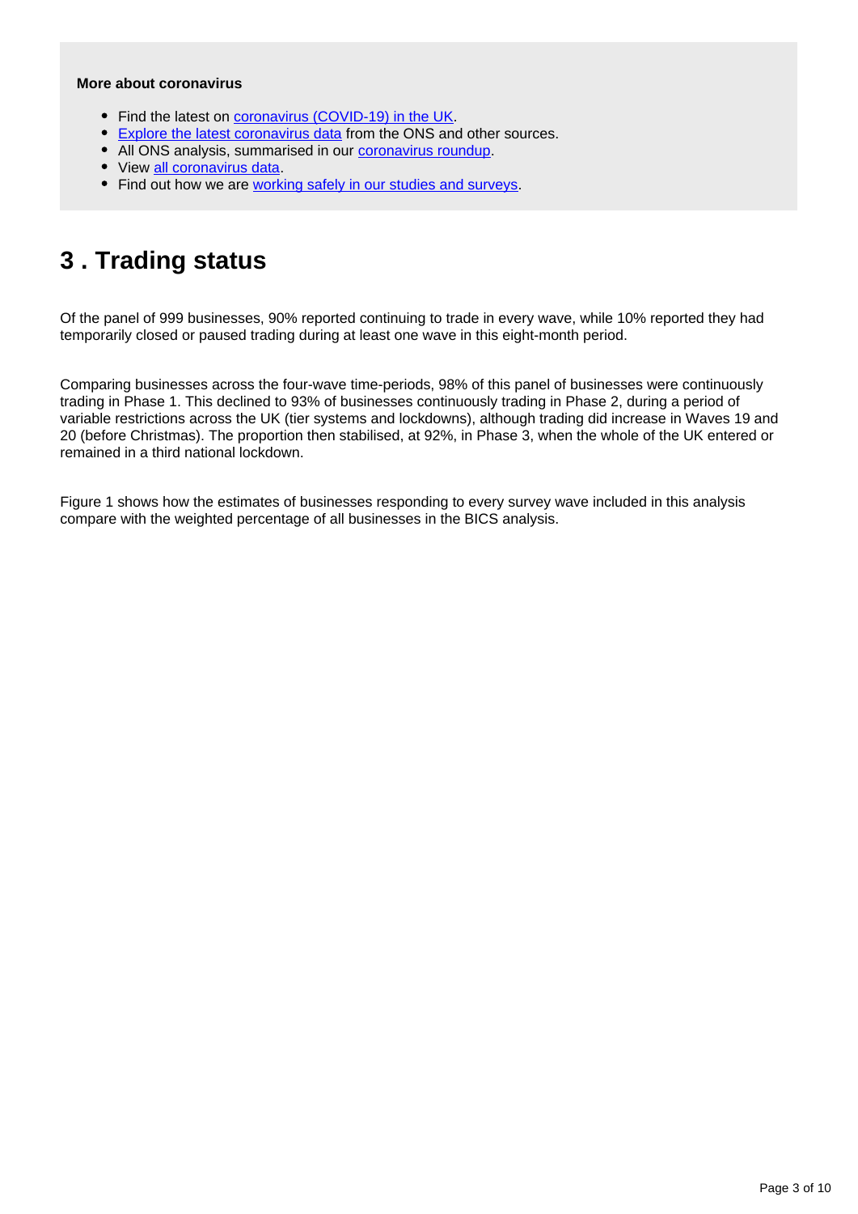**More about coronavirus**

- Find the latest on coronavirus (COVID-19) in the UK.
- Explore the latest coronavirus data from the ONS and other sources.
- All ONS analysis, summarised in our coronavirus roundup.
- View all coronavirus data.
- Find out how we are working safely in our studies and surveys.

## 3 . Trading status

Of the panel of 999 businesses, 90% reported continuing to trade in every wave, while 10% reported they had temporarily closed or paused trading during at least one wave in this eight-month period.

Comparing businesses across the four-wave time-periods, 98% of this panel of businesses were continuously trading in Phase 1. This declined to 93% of businesses continuously trading in Phase 2, during a period of variable restrictions across the UK (tier systems and lockdowns), although trading did increase in Waves 19 and 20 (before Christmas). The proportion then stabilised, at 92%, in Phase 3, when the whole of the UK entered or remained in a third national lockdown.

Figure 1 shows how the estimates of businesses responding to every survey wave included in this analysis compare with the weighted percentage of all businesses in the BICS analysis.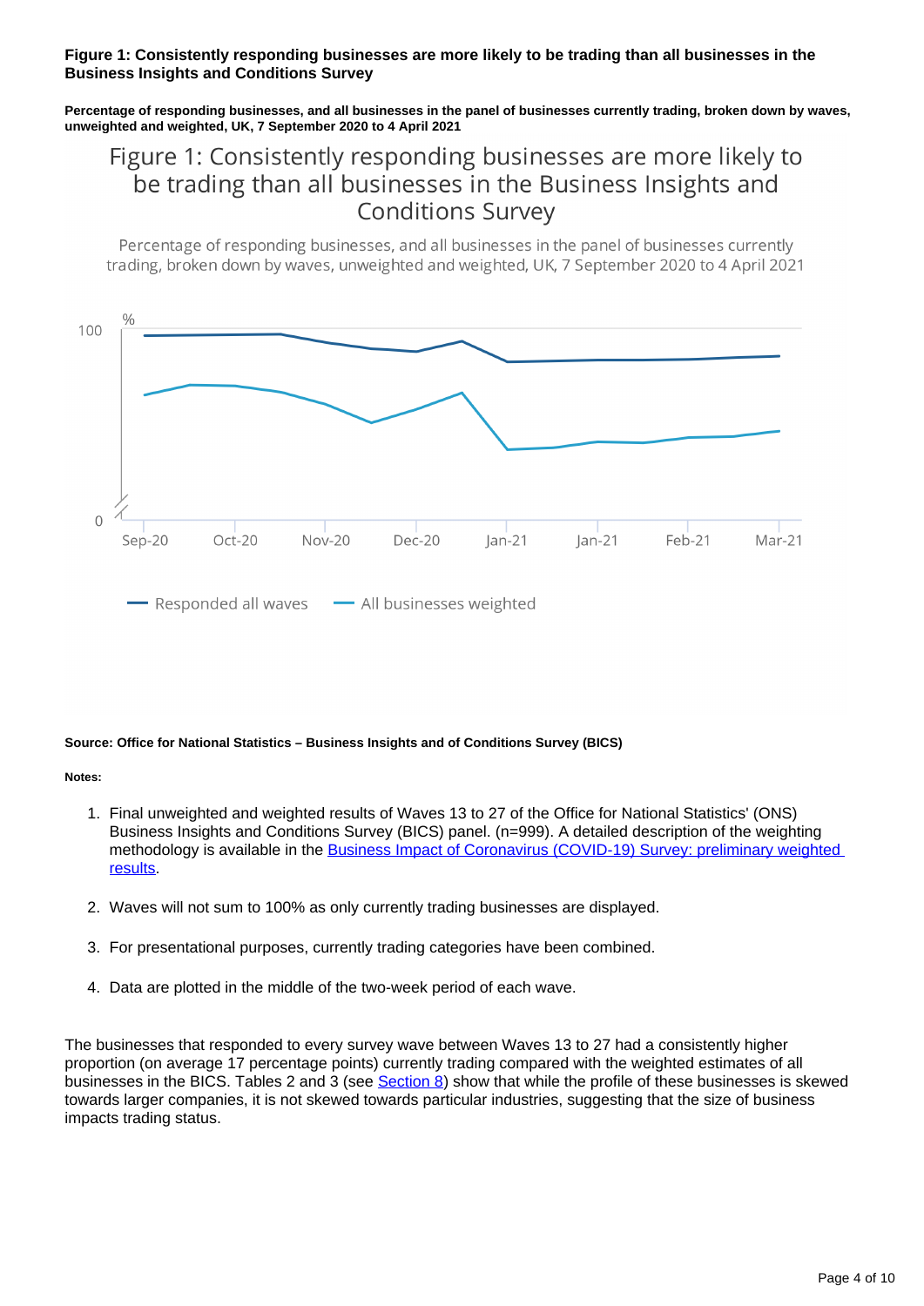**Figure 1: Consistently responding businesses are more likely to be trading than all businesses in the Business Insights and Conditions Survey**

**Percentage of responding businesses, and all businesses in the panel of businesses currently trading, broken down by waves, unweighted and weighted, UK, 7 September 2020 to 4 April 2021**

**Source: Office for National Statistics – Business Insights and of Conditions Survey (BICS)**

**Notes:**

1. Final unweighted and weighted results of Waves 13 to 27 of the Office for National Statistics' (ONS) Business Insights and Conditions Survey (BICS) panel. (n=999). A detailed description of the weighting methodology is available in the [Business Impact of Coronavirus (COVID-19) Survey: preliminary weighted results](#).
2. Waves will not sum to 100% as only currently trading businesses are displayed.
3. For presentational purposes, currently trading categories have been combined.
4. Data are plotted in the middle of the two-week period of each wave.

The businesses that responded to every survey wave between Waves 13 to 27 had a consistently higher proportion (on average 17 percentage points) currently trading compared with the weighted estimates of all businesses in the BICS. Tables 2 and 3 (see [Section 8](#)) show that while the profile of these businesses is skewed towards larger companies, it is not skewed towards particular industries, suggesting that the size of business impacts trading status.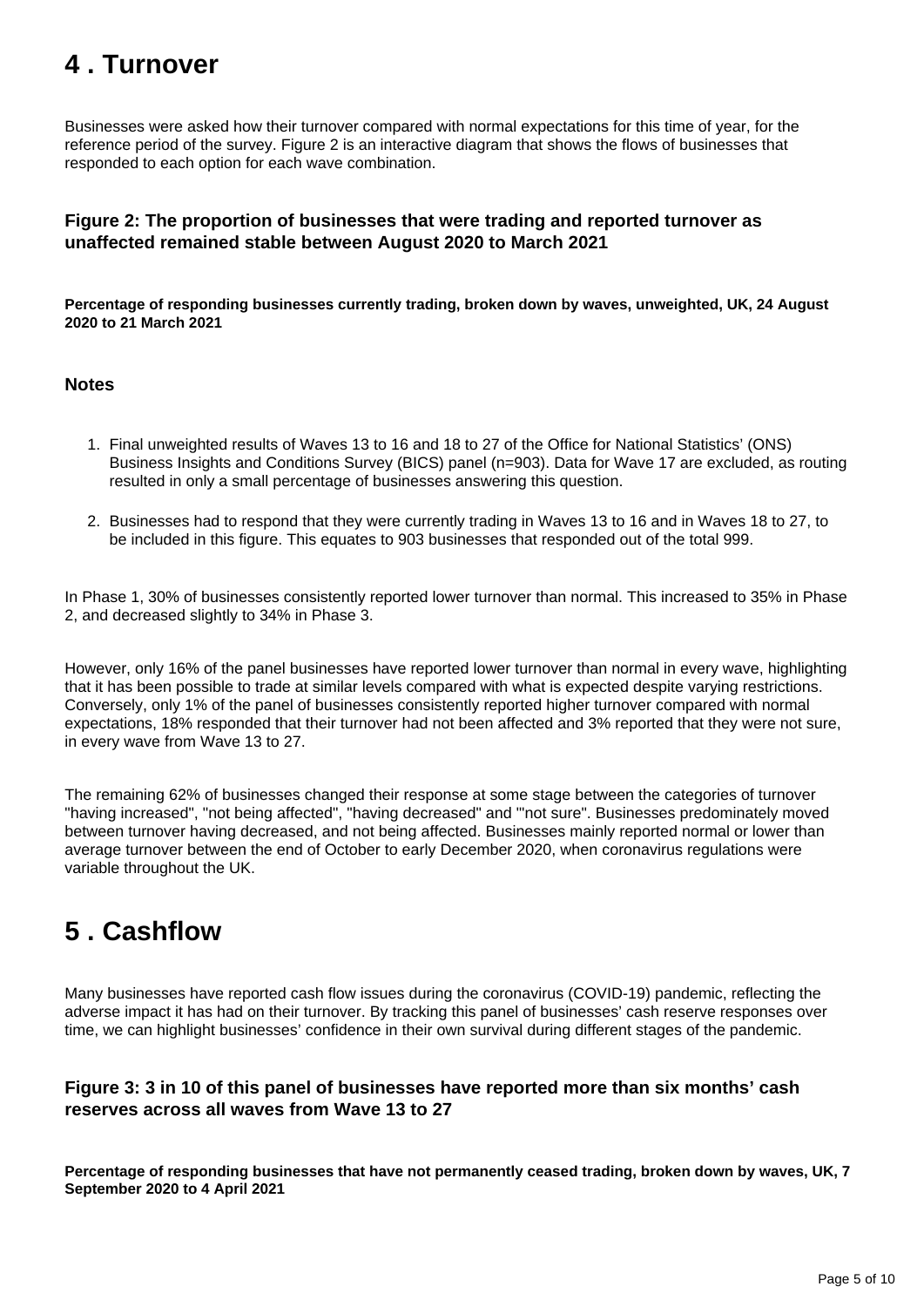## 4 . Turnover

Businesses were asked how their turnover compared with normal expectations for this time of year, for the reference period of the survey. Figure 2 is an interactive diagram that shows the flows of businesses that responded to each option for each wave combination.

### Figure 2: The proportion of businesses that were trading and reported turnover as unaffected remained stable between August 2020 to March 2021

**Percentage of responding businesses currently trading, broken down by waves, unweighted, UK, 24 August 2020 to 21 March 2021**

#### Notes

1. Final unweighted results of Waves 13 to 16 and 18 to 27 of the Office for National Statistics' (ONS) Business Insights and Conditions Survey (BICS) panel (n=903). Data for Wave 17 are excluded, as routing resulted in only a small percentage of businesses answering this question.
2. Businesses had to respond that they were currently trading in Waves 13 to 16 and in Waves 18 to 27, to be included in this figure. This equates to 903 businesses that responded out of the total 999.

In Phase 1, 30% of businesses consistently reported lower turnover than normal. This increased to 35% in Phase 2, and decreased slightly to 34% in Phase 3.

However, only 16% of the panel businesses have reported lower turnover than normal in every wave, highlighting that it has been possible to trade at similar levels compared with what is expected despite varying restrictions. Conversely, only 1% of the panel of businesses consistently reported higher turnover compared with normal expectations, 18% responded that their turnover had not been affected and 3% reported that they were not sure, in every wave from Wave 13 to 27.

The remaining 62% of businesses changed their response at some stage between the categories of turnover "having increased", "not being affected", "having decreased" and "'not sure". Businesses predominately moved between turnover having decreased, and not being affected. Businesses mainly reported normal or lower than average turnover between the end of October to early December 2020, when coronavirus regulations were variable throughout the UK.

## 5 . Cashflow

Many businesses have reported cash flow issues during the coronavirus (COVID-19) pandemic, reflecting the adverse impact it has had on their turnover. By tracking this panel of businesses' cash reserve responses over time, we can highlight businesses' confidence in their own survival during different stages of the pandemic.

### Figure 3: 3 in 10 of this panel of businesses have reported more than six months' cash reserves across all waves from Wave 13 to 27

**Percentage of responding businesses that have not permanently ceased trading, broken down by waves, UK, 7 September 2020 to 4 April 2021**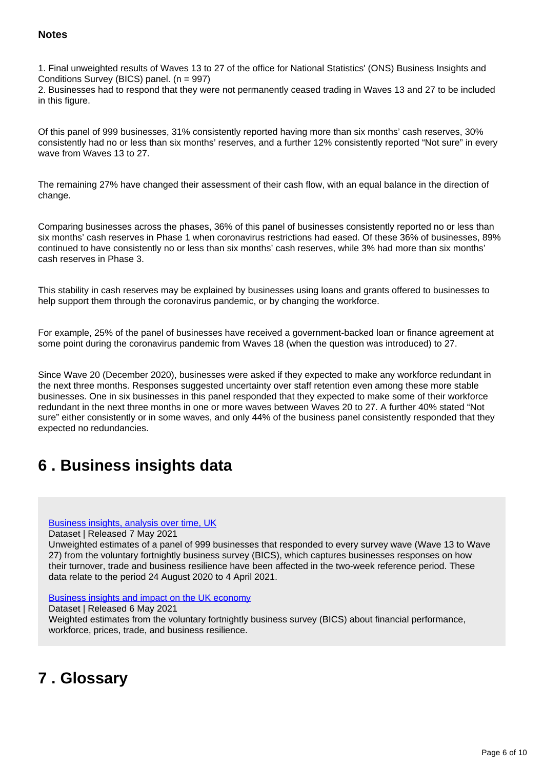**Notes**

1. Final unweighted results of Waves 13 to 27 of the office for National Statistics' (ONS) Business Insights and Conditions Survey (BICS) panel. (n = 997)
2. Businesses had to respond that they were not permanently ceased trading in Waves 13 and 27 to be included in this figure.

Of this panel of 999 businesses, 31% consistently reported having more than six months' cash reserves, 30% consistently had no or less than six months' reserves, and a further 12% consistently reported "Not sure" in every wave from Waves 13 to 27.

The remaining 27% have changed their assessment of their cash flow, with an equal balance in the direction of change.

Comparing businesses across the phases, 36% of this panel of businesses consistently reported no or less than six months' cash reserves in Phase 1 when coronavirus restrictions had eased. Of these 36% of businesses, 89% continued to have consistently no or less than six months' cash reserves, while 3% had more than six months' cash reserves in Phase 3.

This stability in cash reserves may be explained by businesses using loans and grants offered to businesses to help support them through the coronavirus pandemic, or by changing the workforce.

For example, 25% of the panel of businesses have received a government-backed loan or finance agreement at some point during the coronavirus pandemic from Waves 18 (when the question was introduced) to 27.

Since Wave 20 (December 2020), businesses were asked if they expected to make any workforce redundant in the next three months. Responses suggested uncertainty over staff retention even among these more stable businesses. One in six businesses in this panel responded that they expected to make some of their workforce redundant in the next three months in one or more waves between Waves 20 to 27. A further 40% stated "Not sure" either consistently or in some waves, and only 44% of the business panel consistently responded that they expected no redundancies.

## 6 . Business insights data

Business insights, analysis over time, UK
Dataset | Released 7 May 2021
Unweighted estimates of a panel of 999 businesses that responded to every survey wave (Wave 13 to Wave 27) from the voluntary fortnightly business survey (BICS), which captures businesses responses on how their turnover, trade and business resilience have been affected in the two-week reference period. These data relate to the period 24 August 2020 to 4 April 2021.

Business insights and impact on the UK economy
Dataset | Released 6 May 2021
Weighted estimates from the voluntary fortnightly business survey (BICS) about financial performance, workforce, prices, trade, and business resilience.

## 7 . Glossary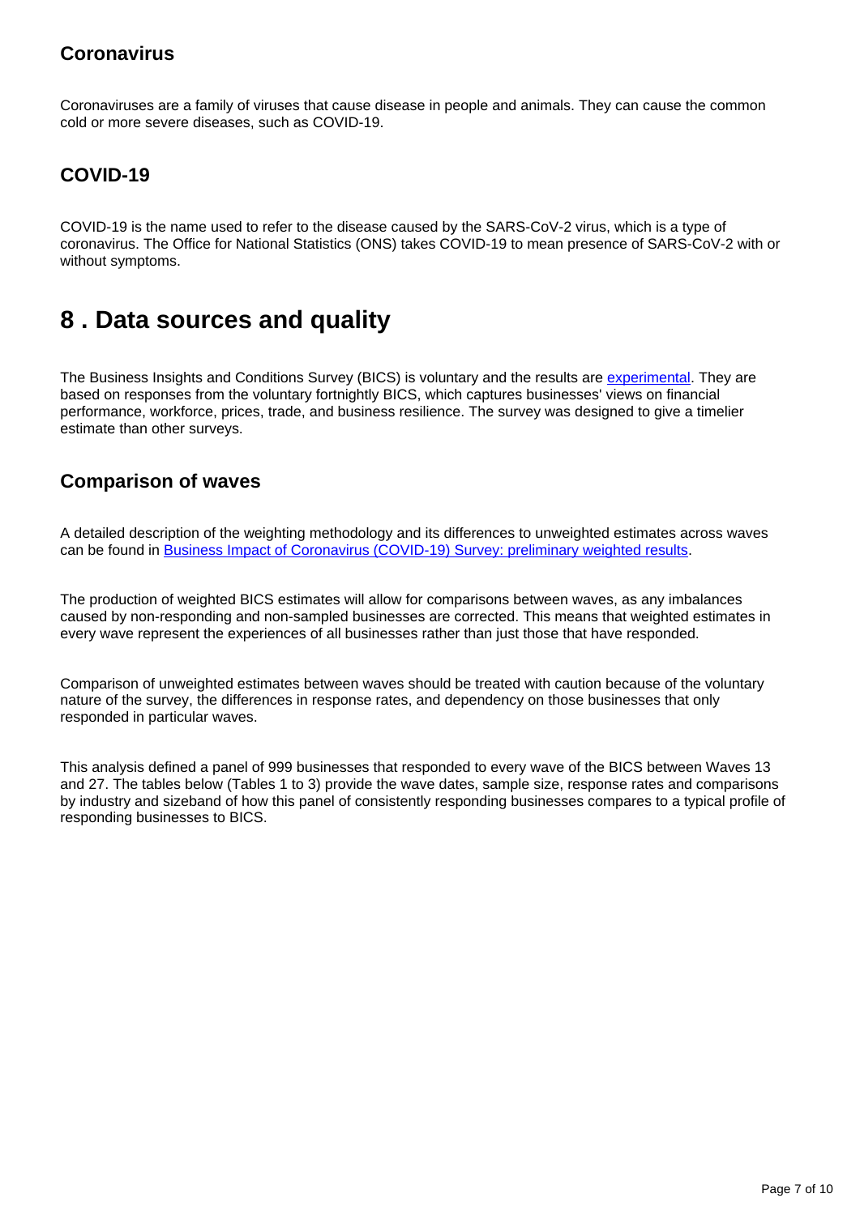### Coronavirus

Coronaviruses are a family of viruses that cause disease in people and animals. They can cause the common cold or more severe diseases, such as COVID-19.

### COVID-19

COVID-19 is the name used to refer to the disease caused by the SARS-CoV-2 virus, which is a type of coronavirus. The Office for National Statistics (ONS) takes COVID-19 to mean presence of SARS-CoV-2 with or without symptoms.

## 8 . Data sources and quality

The Business Insights and Conditions Survey (BICS) is voluntary and the results are experimental. They are based on responses from the voluntary fortnightly BICS, which captures businesses' views on financial performance, workforce, prices, trade, and business resilience. The survey was designed to give a timelier estimate than other surveys.

### Comparison of waves

A detailed description of the weighting methodology and its differences to unweighted estimates across waves can be found in Business Impact of Coronavirus (COVID-19) Survey: preliminary weighted results.

The production of weighted BICS estimates will allow for comparisons between waves, as any imbalances caused by non-responding and non-sampled businesses are corrected. This means that weighted estimates in every wave represent the experiences of all businesses rather than just those that have responded.

Comparison of unweighted estimates between waves should be treated with caution because of the voluntary nature of the survey, the differences in response rates, and dependency on those businesses that only responded in particular waves.

This analysis defined a panel of 999 businesses that responded to every wave of the BICS between Waves 13 and 27. The tables below (Tables 1 to 3) provide the wave dates, sample size, response rates and comparisons by industry and sizeband of how this panel of consistently responding businesses compares to a typical profile of responding businesses to BICS.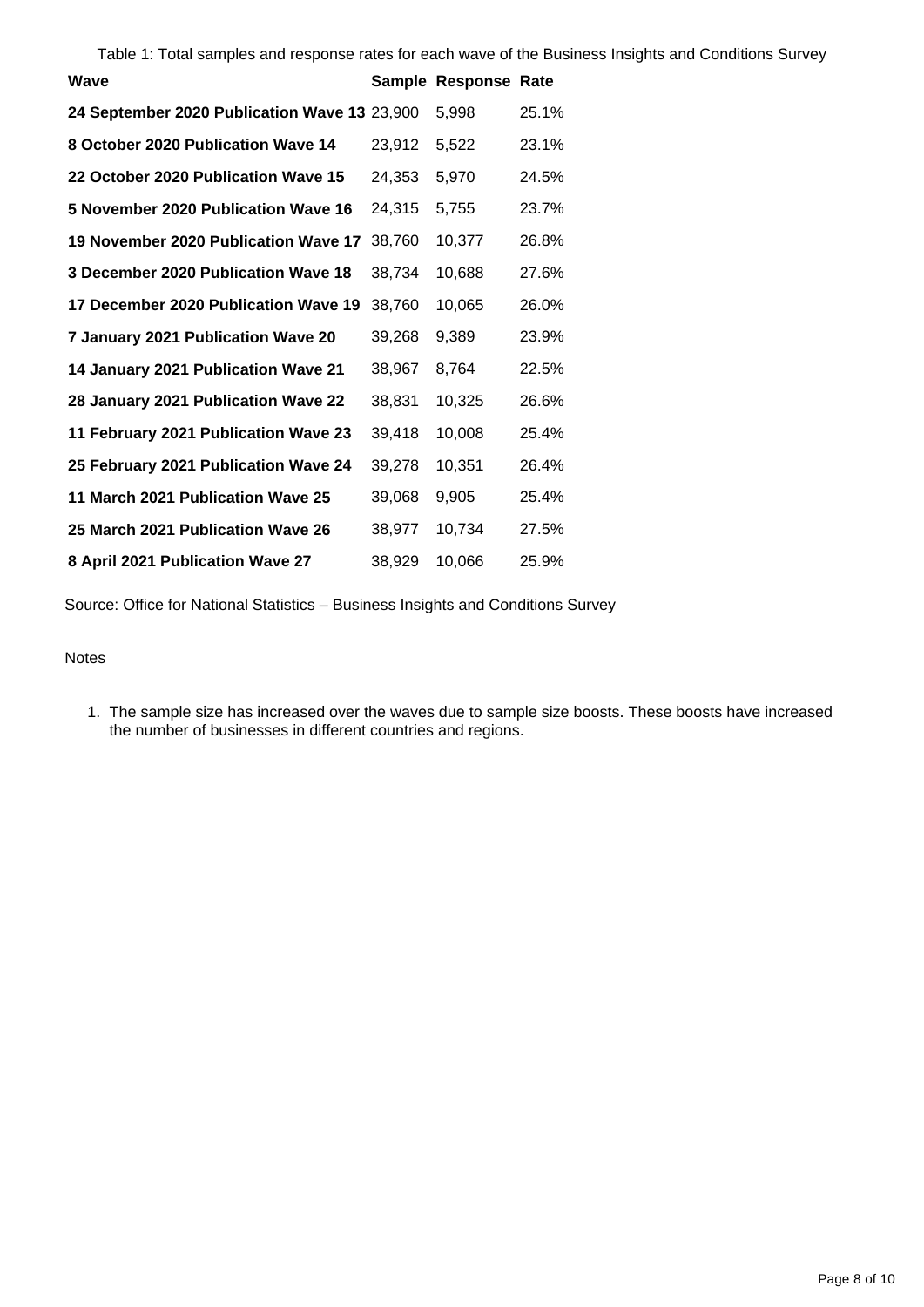Table 1: Total samples and response rates for each wave of the Business Insights and Conditions Survey

| Wave | Sample | Response | Rate |
|---|---|---|---|
| **24 September 2020 Publication Wave 13** | 23,900 | 5,998 | 25.1% |
| **8 October 2020 Publication Wave 14** | 23,912 | 5,522 | 23.1% |
| **22 October 2020 Publication Wave 15** | 24,353 | 5,970 | 24.5% |
| **5 November 2020 Publication Wave 16** | 24,315 | 5,755 | 23.7% |
| **19 November 2020 Publication Wave 17** | 38,760 | 10,377 | 26.8% |
| **3 December 2020 Publication Wave 18** | 38,734 | 10,688 | 27.6% |
| **17 December 2020 Publication Wave 19** | 38,760 | 10,065 | 26.0% |
| **7 January 2021 Publication Wave 20** | 39,268 | 9,389 | 23.9% |
| **14 January 2021 Publication Wave 21** | 38,967 | 8,764 | 22.5% |
| **28 January 2021 Publication Wave 22** | 38,831 | 10,325 | 26.6% |
| **11 February 2021 Publication Wave 23** | 39,418 | 10,008 | 25.4% |
| **25 February 2021 Publication Wave 24** | 39,278 | 10,351 | 26.4% |
| **11 March 2021 Publication Wave 25** | 39,068 | 9,905 | 25.4% |
| **25 March 2021 Publication Wave 26** | 38,977 | 10,734 | 27.5% |
| **8 April 2021 Publication Wave 27** | 38,929 | 10,066 | 25.9% |

Source: Office for National Statistics – Business Insights and Conditions Survey

Notes

1. The sample size has increased over the waves due to sample size boosts. These boosts have increased the number of businesses in different countries and regions.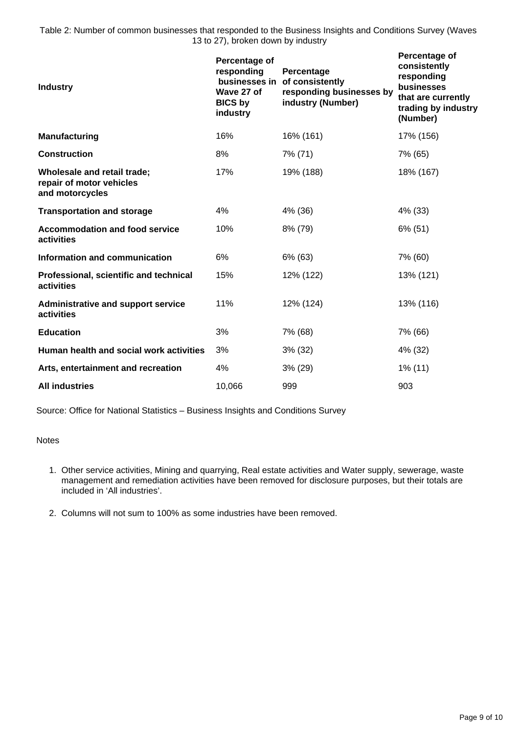Table 2: Number of common businesses that responded to the Business Insights and Conditions Survey (Waves 13 to 27), broken down by industry

| Industry | Percentage of responding businesses in Wave 27 of BICS by industry | Percentage of consistently responding businesses by industry (Number) | Percentage of consistently responding businesses that are currently trading by industry (Number) |
|---|---|---|---|
| **Manufacturing** | 16% | 16% (161) | 17% (156) |
| **Construction** | 8% | 7% (71) | 7% (65) |
| **Wholesale and retail trade; repair of motor vehicles and motorcycles** | 17% | 19% (188) | 18% (167) |
| **Transportation and storage** | 4% | 4% (36) | 4% (33) |
| **Accommodation and food service activities** | 10% | 8% (79) | 6% (51) |
| **Information and communication** | 6% | 6% (63) | 7% (60) |
| **Professional, scientific and technical activities** | 15% | 12% (122) | 13% (121) |
| **Administrative and support service activities** | 11% | 12% (124) | 13% (116) |
| **Education** | 3% | 7% (68) | 7% (66) |
| **Human health and social work activities** | 3% | 3% (32) | 4% (32) |
| **Arts, entertainment and recreation** | 4% | 3% (29) | 1% (11) |
| **All industries** | 10,066 | 999 | 903 |

Source: Office for National Statistics – Business Insights and Conditions Survey

Notes

1. Other service activities, Mining and quarrying, Real estate activities and Water supply, sewerage, waste management and remediation activities have been removed for disclosure purposes, but their totals are included in 'All industries'.

2. Columns will not sum to 100% as some industries have been removed.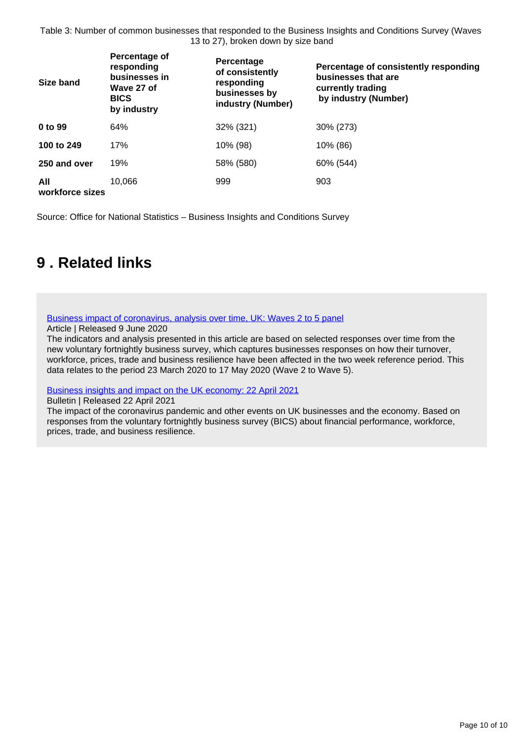Table 3: Number of common businesses that responded to the Business Insights and Conditions Survey (Waves 13 to 27), broken down by size band

| Size band | Percentage of responding businesses in Wave 27 of BICS by industry | Percentage of consistently responding businesses by industry (Number) | Percentage of consistently responding businesses that are currently trading by industry (Number) |
|---|---|---|---|
| **0 to 99** | 64% | 32% (321) | 30% (273) |
| **100 to 249** | 17% | 10% (98) | 10% (86) |
| **250 and over** | 19% | 58% (580) | 60% (544) |
| **All workforce sizes** | 10,066 | 999 | 903 |

Source: Office for National Statistics – Business Insights and Conditions Survey

## 9 . Related links

[Business impact of coronavirus, analysis over time, UK: Waves 2 to 5 panel](#)
Article | Released 9 June 2020
The indicators and analysis presented in this article are based on selected responses over time from the new voluntary fortnightly business survey, which captures businesses responses on how their turnover, workforce, prices, trade and business resilience have been affected in the two week reference period. This data relates to the period 23 March 2020 to 17 May 2020 (Wave 2 to Wave 5).

[Business insights and impact on the UK economy: 22 April 2021](#)
Bulletin | Released 22 April 2021
The impact of the coronavirus pandemic and other events on UK businesses and the economy. Based on responses from the voluntary fortnightly business survey (BICS) about financial performance, workforce, prices, trade, and business resilience.